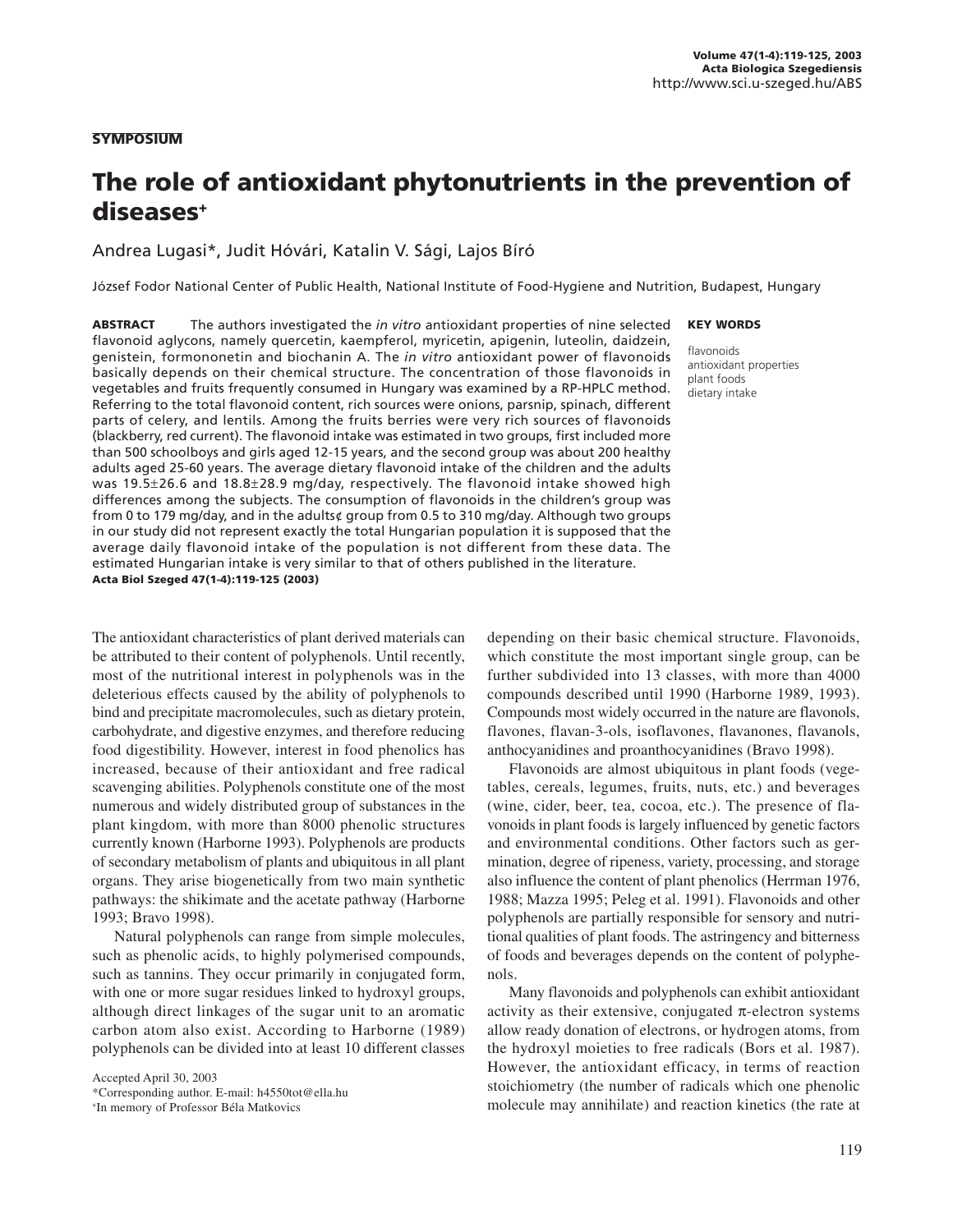**SYMPOSIUM**

# The role of antioxidant phytonutrients in the prevention of diseases[+]

Andrea Lugasi*, Judit Hóvári, Katalin V. Sági, Lajos Bíró

József Fodor National Center of Public Health, National Institute of Food-Hygiene and Nutrition, Budapest, Hungary

**ABSTRACT** The authors investigated the *in vitro* antioxidant properties of nine selected flavonoid aglycons, namely quercetin, kaempferol, myricetin, apigenin, luteolin, daidzein, genistein, formononetin and biochanin A. The *in vitro* antioxidant power of flavonoids basically depends on their chemical structure. The concentration of those flavonoids in vegetables and fruits frequently consumed in Hungary was examined by a RP-HPLC method. Referring to the total flavonoid content, rich sources were onions, parsnip, spinach, different parts of celery, and lentils. Among the fruits berries were very rich sources of flavonoids (blackberry, red current). The flavonoid intake was estimated in two groups, first included more than 500 schoolboys and girls aged 12-15 years, and the second group was about 200 healthy adults aged 25-60 years. The average dietary flavonoid intake of the children and the adults was 19.5±26.6 and 18.8±28.9 mg/day, respectively. The flavonoid intake showed high differences among the subjects. The consumption of flavonoids in the children's group was from 0 to 179 mg/day, and in the adults¢ group from 0.5 to 310 mg/day. Although two groups in our study did not represent exactly the total Hungarian population it is supposed that the average daily flavonoid intake of the population is not different from these data. The estimated Hungarian intake is very similar to that of others published in the literature.
**Acta Biol Szeged 47(1-4):119-125 (2003)**

**KEY WORDS**

flavonoids
antioxidant properties
plant foods
dietary intake

The antioxidant characteristics of plant derived materials can be attributed to their content of polyphenols. Until recently, most of the nutritional interest in polyphenols was in the deleterious effects caused by the ability of polyphenols to bind and precipitate macromolecules, such as dietary protein, carbohydrate, and digestive enzymes, and therefore reducing food digestibility. However, interest in food phenolics has increased, because of their antioxidant and free radical scavenging abilities. Polyphenols constitute one of the most numerous and widely distributed group of substances in the plant kingdom, with more than 8000 phenolic structures currently known (Harborne 1993). Polyphenols are products of secondary metabolism of plants and ubiquitous in all plant organs. They arise biogenetically from two main synthetic pathways: the shikimate and the acetate pathway (Harborne 1993; Bravo 1998).

Natural polyphenols can range from simple molecules, such as phenolic acids, to highly polymerised compounds, such as tannins. They occur primarily in conjugated form, with one or more sugar residues linked to hydroxyl groups, although direct linkages of the sugar unit to an aromatic carbon atom also exist. According to Harborne (1989) polyphenols can be divided into at least 10 different classes depending on their basic chemical structure. Flavonoids, which constitute the most important single group, can be further subdivided into 13 classes, with more than 4000 compounds described until 1990 (Harborne 1989, 1993). Compounds most widely occurred in the nature are flavonols, flavones, flavan-3-ols, isoflavones, flavanones, flavanols, anthocyanidines and proanthocyanidines (Bravo 1998).

Flavonoids are almost ubiquitous in plant foods (vegetables, cereals, legumes, fruits, nuts, etc.) and beverages (wine, cider, beer, tea, cocoa, etc.). The presence of flavonoids in plant foods is largely influenced by genetic factors and environmental conditions. Other factors such as germination, degree of ripeness, variety, processing, and storage also influence the content of plant phenolics (Herrman 1976, 1988; Mazza 1995; Peleg et al. 1991). Flavonoids and other polyphenols are partially responsible for sensory and nutritional qualities of plant foods. The astringency and bitterness of foods and beverages depends on the content of polyphenols.

Many flavonoids and polyphenols can exhibit antioxidant activity as their extensive, conjugated $\pi$-electron systems allow ready donation of electrons, or hydrogen atoms, from the hydroxyl moieties to free radicals (Bors et al. 1987). However, the antioxidant efficacy, in terms of reaction stoichiometry (the number of radicals which one phenolic molecule may annihilate) and reaction kinetics (the rate at

Accepted April 30, 2003
*Corresponding author. E-mail: h4550tot@ella.hu
[+]In memory of Professor Béla Matkovics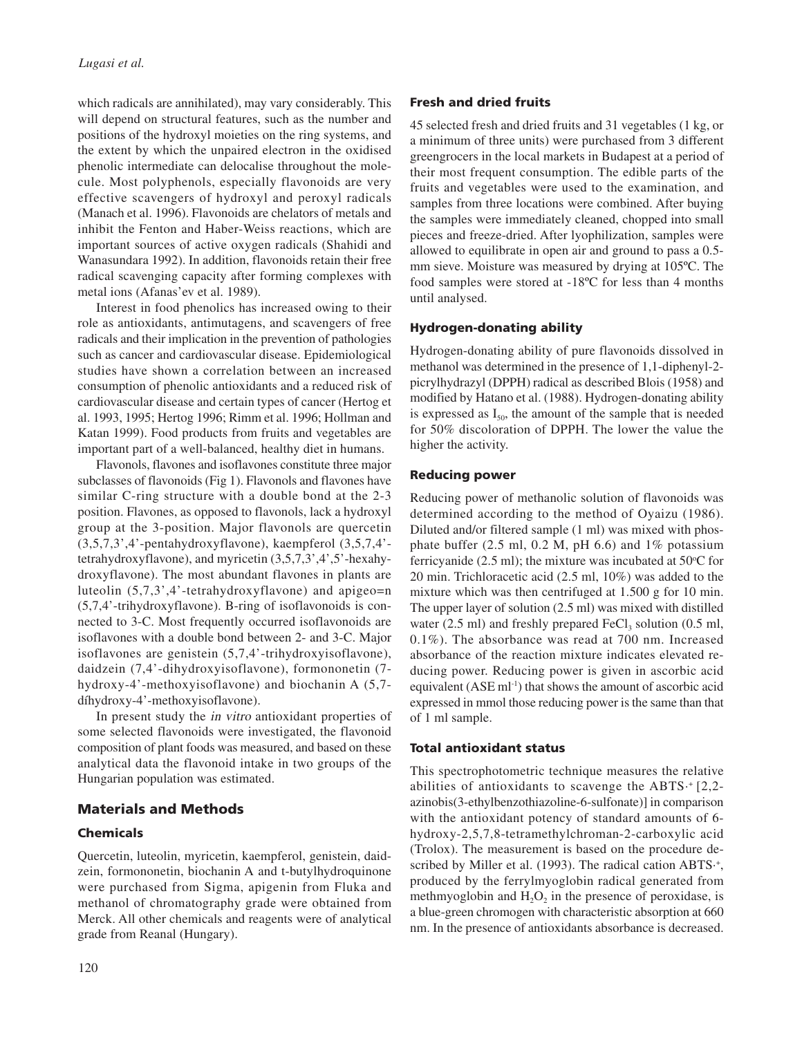which radicals are annihilated), may vary considerably. This will depend on structural features, such as the number and positions of the hydroxyl moieties on the ring systems, and the extent by which the unpaired electron in the oxidised phenolic intermediate can delocalise throughout the molecule. Most polyphenols, especially flavonoids are very effective scavengers of hydroxyl and peroxyl radicals (Manach et al. 1996). Flavonoids are chelators of metals and inhibit the Fenton and Haber-Weiss reactions, which are important sources of active oxygen radicals (Shahidi and Wanasundara 1992). In addition, flavonoids retain their free radical scavenging capacity after forming complexes with metal ions (Afanas'ev et al. 1989).

Interest in food phenolics has increased owing to their role as antioxidants, antimutagens, and scavengers of free radicals and their implication in the prevention of pathologies such as cancer and cardiovascular disease. Epidemiological studies have shown a correlation between an increased consumption of phenolic antioxidants and a reduced risk of cardiovascular disease and certain types of cancer (Hertog et al. 1993, 1995; Hertog 1996; Rimm et al. 1996; Hollman and Katan 1999). Food products from fruits and vegetables are important part of a well-balanced, healthy diet in humans.

Flavonols, flavones and isoflavones constitute three major subclasses of flavonoids (Fig 1). Flavonols and flavones have similar C-ring structure with a double bond at the 2-3 position. Flavones, as opposed to flavonols, lack a hydroxyl group at the 3-position. Major flavonols are quercetin (3,5,7,3',4'-pentahydroxyflavone), kaempferol (3,5,7,4'-tetrahydroxyflavone), and myricetin (3,5,7,3',4',5'-hexahydroxyflavone). The most abundant flavones in plants are luteolin (5,7,3',4'-tetrahydroxyflavone) and apigeo=n (5,7,4'-trihydroxyflavone). B-ring of isoflavonoids is connected to 3-C. Most frequently occurred isoflavonoids are isoflavones with a double bond between 2- and 3-C. Major isoflavones are genistein (5,7,4'-trihydroxyisoflavone), daidzein (7,4'-dihydroxyisoflavone), formononetin (7-hydroxy-4'-methoxyisoflavone) and biochanin A (5,7-díhydroxy-4'-methoxyisoflavone).

In present study the *in vitro* antioxidant properties of some selected flavonoids were investigated, the flavonoid composition of plant foods was measured, and based on these analytical data the flavonoid intake in two groups of the Hungarian population was estimated.

## Materials and Methods

### Chemicals

Quercetin, luteolin, myricetin, kaempferol, genistein, daidzein, formononetin, biochanin A and t-butylhydroquinone were purchased from Sigma, apigenin from Fluka and methanol of chromatography grade were obtained from Merck. All other chemicals and reagents were of analytical grade from Reanal (Hungary).

### Fresh and dried fruits

45 selected fresh and dried fruits and 31 vegetables (1 kg, or a minimum of three units) were purchased from 3 different greengrocers in the local markets in Budapest at a period of their most frequent consumption. The edible parts of the fruits and vegetables were used to the examination, and samples from three locations were combined. After buying the samples were immediately cleaned, chopped into small pieces and freeze-dried. After lyophilization, samples were allowed to equilibrate in open air and ground to pass a 0.5-mm sieve. Moisture was measured by drying at 105ºC. The food samples were stored at -18ºC for less than 4 months until analysed.

### Hydrogen-donating ability

Hydrogen-donating ability of pure flavonoids dissolved in methanol was determined in the presence of 1,1-diphenyl-2-picrylhydrazyl (DPPH) radical as described Blois (1958) and modified by Hatano et al. (1988). Hydrogen-donating ability is expressed as $I_{50}$, the amount of the sample that is needed for 50% discoloration of DPPH. The lower the value the higher the activity.

### Reducing power

Reducing power of methanolic solution of flavonoids was determined according to the method of Oyaizu (1986). Diluted and/or filtered sample (1 ml) was mixed with phosphate buffer (2.5 ml, 0.2 M, pH 6.6) and 1% potassium ferricyanide (2.5 ml); the mixture was incubated at 50ºC for 20 min. Trichloracetic acid (2.5 ml, 10%) was added to the mixture which was then centrifuged at 1.500 g for 10 min. The upper layer of solution (2.5 ml) was mixed with distilled water (2.5 ml) and freshly prepared $FeCl_3$ solution (0.5 ml, 0.1%). The absorbance was read at 700 nm. Increased absorbance of the reaction mixture indicates elevated reducing power. Reducing power is given in ascorbic acid equivalent (ASE $ml^{-1}$) that shows the amount of ascorbic acid expressed in mmol those reducing power is the same than that of 1 ml sample.

### Total antioxidant status

This spectrophotometric technique measures the relative abilities of antioxidants to scavenge the ABTS$\cdot^+$ [2,2-azinobis(3-ethylbenzothiazoline-6-sulfonate)] in comparison with the antioxidant potency of standard amounts of 6-hydroxy-2,5,7,8-tetramethylchroman-2-carboxylic acid (Trolox). The measurement is based on the procedure described by Miller et al. (1993). The radical cation ABTS$\cdot^+$, produced by the ferrylmyoglobin radical generated from methmyoglobin and $H_2O_2$ in the presence of peroxidase, is a blue-green chromogen with characteristic absorption at 660 nm. In the presence of antioxidants absorbance is decreased.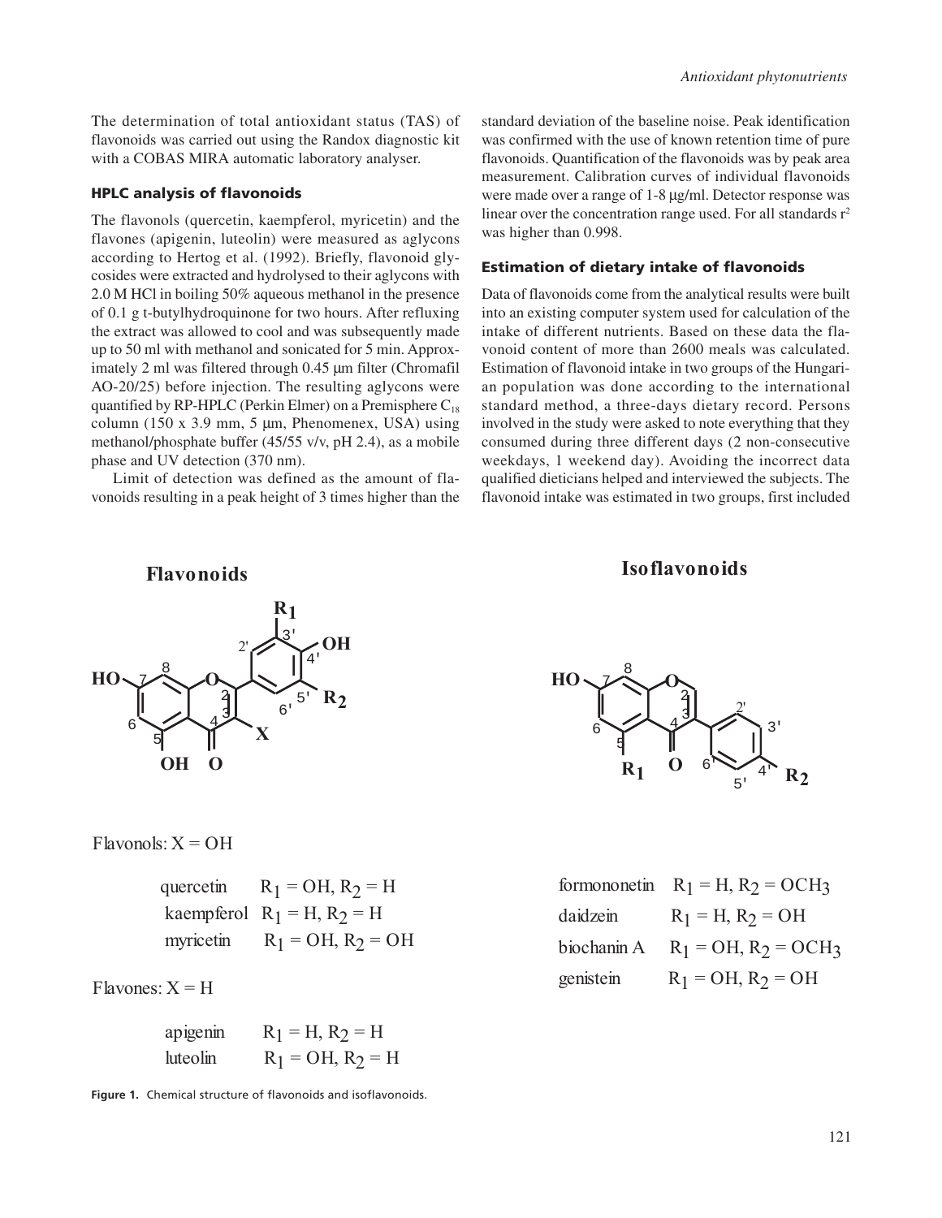The determination of total antioxidant status (TAS) of flavonoids was carried out using the Randox diagnostic kit with a COBAS MIRA automatic laboratory analyser.

### HPLC analysis of flavonoids

The flavonols (quercetin, kaempferol, myricetin) and the flavones (apigenin, luteolin) were measured as aglycons according to Hertog et al. (1992). Briefly, flavonoid glycosides were extracted and hydrolysed to their aglycons with 2.0 M HCl in boiling 50% aqueous methanol in the presence of 0.1 g t-butylhydroquinone for two hours. After refluxing the extract was allowed to cool and was subsequently made up to 50 ml with methanol and sonicated for 5 min. Approximately 2 ml was filtered through 0.45 µm filter (Chromafil AO-20/25) before injection. The resulting aglycons were quantified by RP-HPLC (Perkin Elmer) on a Premisphere $C_{18}$ column (150 x 3.9 mm, 5 µm, Phenomenex, USA) using methanol/phosphate buffer (45/55 v/v, pH 2.4), as a mobile phase and UV detection (370 nm).

Limit of detection was defined as the amount of flavonoids resulting in a peak height of 3 times higher than the standard deviation of the baseline noise. Peak identification was confirmed with the use of known retention time of pure flavonoids. Quantification of the flavonoids was by peak area measurement. Calibration curves of individual flavonoids were made over a range of 1-8 µg/ml. Detector response was linear over the concentration range used. For all standards $r^2$ was higher than 0.998.

### Estimation of dietary intake of flavonoids

Data of flavonoids come from the analytical results were built into an existing computer system used for calculation of the intake of different nutrients. Based on these data the flavonoid content of more than 2600 meals was calculated. Estimation of flavonoid intake in two groups of the Hungarian population was done according to the international standard method, a three-days dietary record. Persons involved in the study were asked to note everything that they consumed during three different days (2 non-consecutive weekdays, 1 weekend day). Avoiding the incorrect data qualified dieticians helped and interviewed the subjects. The flavonoid intake was estimated in two groups, first included

**Flavonoids**

Flavonols: X = OH

- quercetin $R_1$ = OH, $R_2$ = H
- kaempferol $R_1$ = H, $R_2$ = H
- myricetin $R_1$ = OH, $R_2$ = OH

Flavones: X = H

- apigenin $R_1$ = H, $R_2$ = H
- luteolin $R_1$ = OH, $R_2$ = H

**Isoflavonoids**

- formononetin $R_1$ = H, $R_2$ = $OCH_3$
- daidzein $R_1$ = H, $R_2$ = OH
- biochanin A $R_1$ = OH, $R_2$ = $OCH_3$
- genistein $R_1$ = OH, $R_2$ = OH

**Figure 1.** Chemical structure of flavonoids and isoflavonoids.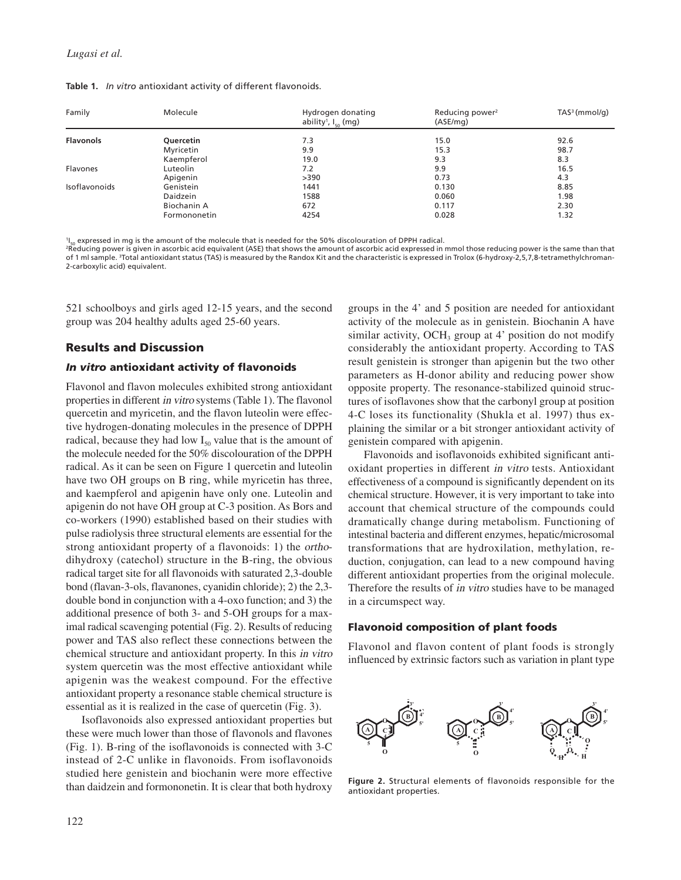**Table 1.** *In vitro* antioxidant activity of different flavonoids.

| Family | Molecule | Hydrogen donating ability[1], $I_{50}$ (mg) | Reducing power[2] (ASE/mg) | TAS[3] (mmol/g) |
|---|---|---|---|---|
| **Flavonols** | **Quercetin** | 7.3 | 15.0 | 92.6 |
| | Myricetin | 9.9 | 15.3 | 98.7 |
| | Kaempferol | 19.0 | 9.3 | 8.3 |
| Flavones | Luteolin | 7.2 | 9.9 | 16.5 |
| | Apigenin | >390 | 0.73 | 4.3 |
| Isoflavonoids | Genistein | 1441 | 0.130 | 8.85 |
| | Daidzein | 1588 | 0.060 | 1.98 |
| | Biochanin A | 672 | 0.117 | 2.30 |
| | Formononetin | 4254 | 0.028 | 1.32 |

[1]$I_{50}$ expressed in mg is the amount of the molecule that is needed for the 50% discolouration of DPPH radical.
[2]Reducing power is given in ascorbic acid equivalent (ASE) that shows the amount of ascorbic acid expressed in mmol those reducing power is the same than that of 1 ml sample. [3]Total antioxidant status (TAS) is measured by the Randox Kit and the characteristic is expressed in Trolox (6-hydroxy-2,5,7,8-tetramethylchroman-2-carboxylic acid) equivalent.

521 schoolboys and girls aged 12-15 years, and the second group was 204 healthy adults aged 25-60 years.

## Results and Discussion

### *In vitro* antioxidant activity of flavonoids

Flavonol and flavon molecules exhibited strong antioxidant properties in different *in vitro* systems (Table 1). The flavonol quercetin and myricetin, and the flavon luteolin were effective hydrogen-donating molecules in the presence of DPPH radical, because they had low $I_{50}$ value that is the amount of the molecule needed for the 50% discolouration of the DPPH radical. As it can be seen on Figure 1 quercetin and luteolin have two OH groups on B ring, while myricetin has three, and kaempferol and apigenin have only one. Luteolin and apigenin do not have OH group at C-3 position. As Bors and co-workers (1990) established based on their studies with pulse radiolysis three structural elements are essential for the strong antioxidant property of a flavonoids: 1) the *ortho*-dihydroxy (catechol) structure in the B-ring, the obvious radical target site for all flavonoids with saturated 2,3-double bond (flavan-3-ols, flavanones, cyanidin chloride); 2) the 2,3-double bond in conjunction with a 4-oxo function; and 3) the additional presence of both 3- and 5-OH groups for a maximal radical scavenging potential (Fig. 2). Results of reducing power and TAS also reflect these connections between the chemical structure and antioxidant property. In this *in vitro* system quercetin was the most effective antioxidant while apigenin was the weakest compound. For the effective antioxidant property a resonance stable chemical structure is essential as it is realized in the case of quercetin (Fig. 3).

Isoflavonoids also expressed antioxidant properties but these were much lower than those of flavonols and flavones (Fig. 1). B-ring of the isoflavonoids is connected with 3-C instead of 2-C unlike in flavonoids. From isoflavonoids studied here genistein and biochanin were more effective than daidzein and formononetin. It is clear that both hydroxy groups in the 4' and 5 position are needed for antioxidant activity of the molecule as in genistein. Biochanin A have similar activity, $OCH_3$ group at 4' position do not modify considerably the antioxidant property. According to TAS result genistein is stronger than apigenin but the two other parameters as H-donor ability and reducing power show opposite property. The resonance-stabilized quinoid structures of isoflavones show that the carbonyl group at position 4-C loses its functionality (Shukla et al. 1997) thus explaining the similar or a bit stronger antioxidant activity of genistein compared with apigenin.

Flavonoids and isoflavonoids exhibited significant antioxidant properties in different *in vitro* tests. Antioxidant effectiveness of a compound is significantly dependent on its chemical structure. However, it is very important to take into account that chemical structure of the compounds could dramatically change during metabolism. Functioning of intestinal bacteria and different enzymes, hepatic/microsomal transformations that are hydroxilation, methylation, reduction, conjugation, can lead to a new compound having different antioxidant properties from the original molecule. Therefore the results of *in vitro* studies have to be managed in a circumspect way.

### Flavonoid composition of plant foods

Flavonol and flavon content of plant foods is strongly influenced by extrinsic factors such as variation in plant type

**Figure 2.** Structural elements of flavonoids responsible for the antioxidant properties.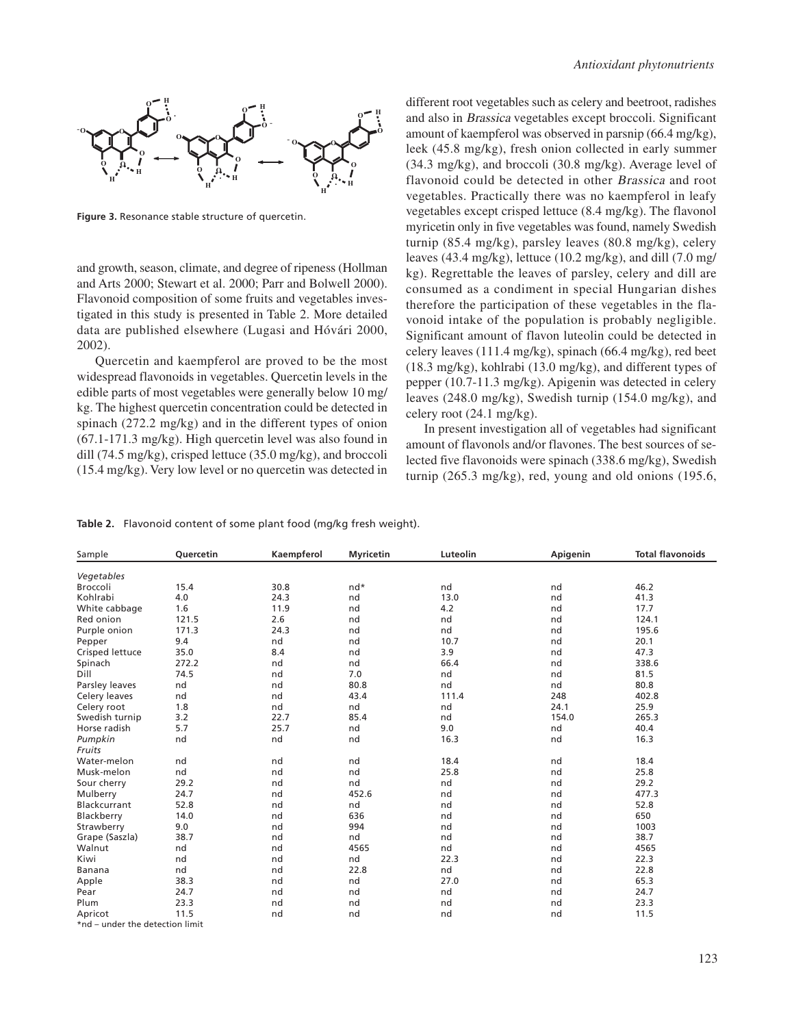Figure 3. Resonance stable structure of quercetin.

and growth, season, climate, and degree of ripeness (Hollman and Arts 2000; Stewart et al. 2000; Parr and Bolwell 2000). Flavonoid composition of some fruits and vegetables investigated in this study is presented in Table 2. More detailed data are published elsewhere (Lugasi and Hóvári 2000, 2002).

Quercetin and kaempferol are proved to be the most widespread flavonoids in vegetables. Quercetin levels in the edible parts of most vegetables were generally below 10 mg/kg. The highest quercetin concentration could be detected in spinach (272.2 mg/kg) and in the different types of onion (67.1-171.3 mg/kg). High quercetin level was also found in dill (74.5 mg/kg), crisped lettuce (35.0 mg/kg), and broccoli (15.4 mg/kg). Very low level or no quercetin was detected in different root vegetables such as celery and beetroot, radishes and also in *Brassica* vegetables except broccoli. Significant amount of kaempferol was observed in parsnip (66.4 mg/kg), leek (45.8 mg/kg), fresh onion collected in early summer (34.3 mg/kg), and broccoli (30.8 mg/kg). Average level of flavonoid could be detected in other *Brassica* and root vegetables. Practically there was no kaempferol in leafy vegetables except crisped lettuce (8.4 mg/kg). The flavonol myricetin only in five vegetables was found, namely Swedish turnip (85.4 mg/kg), parsley leaves (80.8 mg/kg), celery leaves (43.4 mg/kg), lettuce (10.2 mg/kg), and dill (7.0 mg/kg). Regrettable the leaves of parsley, celery and dill are consumed as a condiment in special Hungarian dishes therefore the participation of these vegetables in the flavonoid intake of the population is probably negligible. Significant amount of flavon luteolin could be detected in celery leaves (111.4 mg/kg), spinach (66.4 mg/kg), red beet (18.3 mg/kg), kohlrabi (13.0 mg/kg), and different types of pepper (10.7-11.3 mg/kg). Apigenin was detected in celery leaves (248.0 mg/kg), Swedish turnip (154.0 mg/kg), and celery root (24.1 mg/kg).

In present investigation all of vegetables had significant amount of flavonols and/or flavones. The best sources of selected five flavonoids were spinach (338.6 mg/kg), Swedish turnip (265.3 mg/kg), red, young and old onions (195.6,

**Table 2.** Flavonoid content of some plant food (mg/kg fresh weight).

| Sample | Quercetin | Kaempferol | Myricetin | Luteolin | Apigenin | Total flavonoids |
|---|---|---|---|---|---|---|
| *Vegetables* | | | | | | |
| Broccoli | 15.4 | 30.8 | nd* | nd | nd | 46.2 |
| Kohlrabi | 4.0 | 24.3 | nd | 13.0 | nd | 41.3 |
| White cabbage | 1.6 | 11.9 | nd | 4.2 | nd | 17.7 |
| Red onion | 121.5 | 2.6 | nd | nd | nd | 124.1 |
| Purple onion | 171.3 | 24.3 | nd | nd | nd | 195.6 |
| Pepper | 9.4 | nd | nd | 10.7 | nd | 20.1 |
| Crisped lettuce | 35.0 | 8.4 | nd | 3.9 | nd | 47.3 |
| Spinach | 272.2 | nd | nd | 66.4 | nd | 338.6 |
| Dill | 74.5 | nd | 7.0 | nd | nd | 81.5 |
| Parsley leaves | nd | nd | 80.8 | nd | nd | 80.8 |
| Celery leaves | nd | nd | 43.4 | 111.4 | 248 | 402.8 |
| Celery root | 1.8 | nd | nd | nd | 24.1 | 25.9 |
| Swedish turnip | 3.2 | 22.7 | 85.4 | nd | 154.0 | 265.3 |
| Horse radish | 5.7 | 25.7 | nd | 9.0 | nd | 40.4 |
| *Pumpkin* | nd | nd | nd | 16.3 | nd | 16.3 |
| *Fruits* | | | | | | |
| Water-melon | nd | nd | nd | 18.4 | nd | 18.4 |
| Musk-melon | nd | nd | nd | 25.8 | nd | 25.8 |
| Sour cherry | 29.2 | nd | nd | nd | nd | 29.2 |
| Mulberry | 24.7 | nd | 452.6 | nd | nd | 477.3 |
| Blackcurrant | 52.8 | nd | nd | nd | nd | 52.8 |
| Blackberry | 14.0 | nd | 636 | nd | nd | 650 |
| Strawberry | 9.0 | nd | 994 | nd | nd | 1003 |
| Grape (Saszla) | 38.7 | nd | nd | nd | nd | 38.7 |
| Walnut | nd | nd | 4565 | nd | nd | 4565 |
| Kiwi | nd | nd | nd | 22.3 | nd | 22.3 |
| Banana | nd | nd | 22.8 | nd | nd | 22.8 |
| Apple | 38.3 | nd | nd | 27.0 | nd | 65.3 |
| Pear | 24.7 | nd | nd | nd | nd | 24.7 |
| Plum | 23.3 | nd | nd | nd | nd | 23.3 |
| Apricot | 11.5 | nd | nd | nd | nd | 11.5 |

*nd – under the detection limit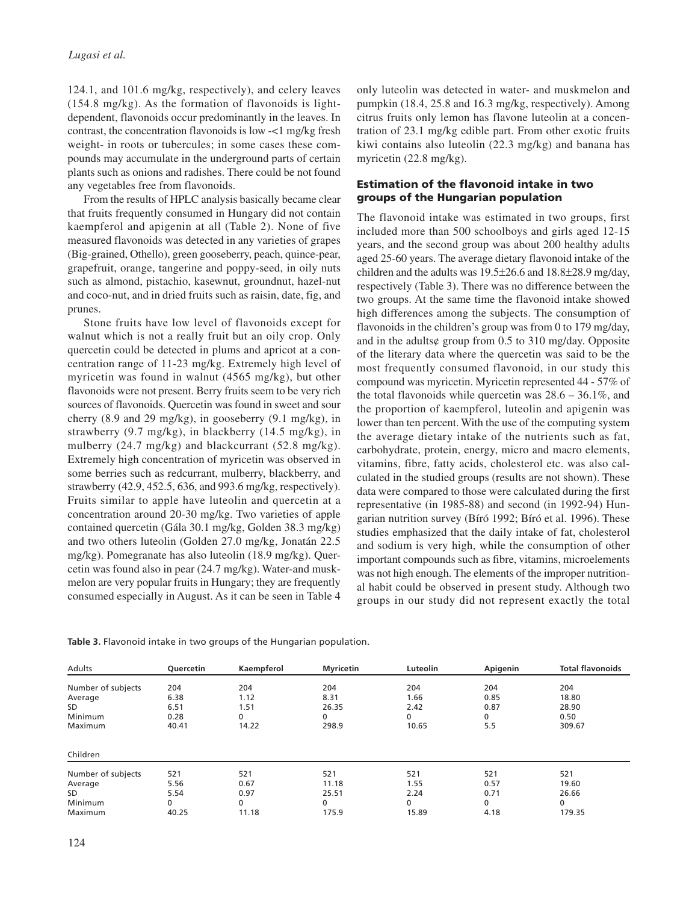124.1, and 101.6 mg/kg, respectively), and celery leaves (154.8 mg/kg). As the formation of flavonoids is light-dependent, flavonoids occur predominantly in the leaves. In contrast, the concentration flavonoids is low -<1 mg/kg fresh weight- in roots or tubercules; in some cases these compounds may accumulate in the underground parts of certain plants such as onions and radishes. There could be not found any vegetables free from flavonoids.

From the results of HPLC analysis basically became clear that fruits frequently consumed in Hungary did not contain kaempferol and apigenin at all (Table 2). None of five measured flavonoids was detected in any varieties of grapes (Big-grained, Othello), green gooseberry, peach, quince-pear, grapefruit, orange, tangerine and poppy-seed, in oily nuts such as almond, pistachio, kasewnut, groundnut, hazel-nut and coco-nut, and in dried fruits such as raisin, date, fig, and prunes.

Stone fruits have low level of flavonoids except for walnut which is not a really fruit but an oily crop. Only quercetin could be detected in plums and apricot at a concentration range of 11-23 mg/kg. Extremely high level of myricetin was found in walnut (4565 mg/kg), but other flavonoids were not present. Berry fruits seem to be very rich sources of flavonoids. Quercetin was found in sweet and sour cherry (8.9 and 29 mg/kg), in gooseberry (9.1 mg/kg), in strawberry (9.7 mg/kg), in blackberry (14.5 mg/kg), in mulberry (24.7 mg/kg) and blackcurrant (52.8 mg/kg). Extremely high concentration of myricetin was observed in some berries such as redcurrant, mulberry, blackberry, and strawberry (42.9, 452.5, 636, and 993.6 mg/kg, respectively). Fruits similar to apple have luteolin and quercetin at a concentration around 20-30 mg/kg. Two varieties of apple contained quercetin (Gála 30.1 mg/kg, Golden 38.3 mg/kg) and two others luteolin (Golden 27.0 mg/kg, Jonatán 22.5 mg/kg). Pomegranate has also luteolin (18.9 mg/kg). Quercetin was found also in pear (24.7 mg/kg). Water-and muskmelon are very popular fruits in Hungary; they are frequently consumed especially in August. As it can be seen in Table 4 only luteolin was detected in water- and muskmelon and pumpkin (18.4, 25.8 and 16.3 mg/kg, respectively). Among citrus fruits only lemon has flavone luteolin at a concentration of 23.1 mg/kg edible part. From other exotic fruits kiwi contains also luteolin (22.3 mg/kg) and banana has myricetin (22.8 mg/kg).

### Estimation of the flavonoid intake in two groups of the Hungarian population

The flavonoid intake was estimated in two groups, first included more than 500 schoolboys and girls aged 12-15 years, and the second group was about 200 healthy adults aged 25-60 years. The average dietary flavonoid intake of the children and the adults was 19.5±26.6 and 18.8±28.9 mg/day, respectively (Table 3). There was no difference between the two groups. At the same time the flavonoid intake showed high differences among the subjects. The consumption of flavonoids in the children's group was from 0 to 179 mg/day, and in the adults¢ group from 0.5 to 310 mg/day. Opposite of the literary data where the quercetin was said to be the most frequently consumed flavonoid, in our study this compound was myricetin. Myricetin represented 44 - 57% of the total flavonoids while quercetin was 28.6 – 36.1%, and the proportion of kaempferol, luteolin and apigenin was lower than ten percent. With the use of the computing system the average dietary intake of the nutrients such as fat, carbohydrate, protein, energy, micro and macro elements, vitamins, fibre, fatty acids, cholesterol etc. was also calculated in the studied groups (results are not shown). These data were compared to those were calculated during the first representative (in 1985-88) and second (in 1992-94) Hungarian nutrition survey (Bíró 1992; Bíró et al. 1996). These studies emphasized that the daily intake of fat, cholesterol and sodium is very high, while the consumption of other important compounds such as fibre, vitamins, microelements was not high enough. The elements of the improper nutritional habit could be observed in present study. Although two groups in our study did not represent exactly the total

**Table 3.** Flavonoid intake in two groups of the Hungarian population.

| Adults | Quercetin | Kaempferol | Myricetin | Luteolin | Apigenin | Total flavonoids |
|---|---|---|---|---|---|---|
| Number of subjects | 204 | 204 | 204 | 204 | 204 | 204 |
| Average | 6.38 | 1.12 | 8.31 | 1.66 | 0.85 | 18.80 |
| SD | 6.51 | 1.51 | 26.35 | 2.42 | 0.87 | 28.90 |
| Minimum | 0.28 | 0 | 0 | 0 | 0 | 0.50 |
| Maximum | 40.41 | 14.22 | 298.9 | 10.65 | 5.5 | 309.67 |
| **Children** | | | | | | |
| Number of subjects | 521 | 521 | 521 | 521 | 521 | 521 |
| Average | 5.56 | 0.67 | 11.18 | 1.55 | 0.57 | 19.60 |
| SD | 5.54 | 0.97 | 25.51 | 2.24 | 0.71 | 26.66 |
| Minimum | 0 | 0 | 0 | 0 | 0 | 0 |
| Maximum | 40.25 | 11.18 | 175.9 | 15.89 | 4.18 | 179.35 |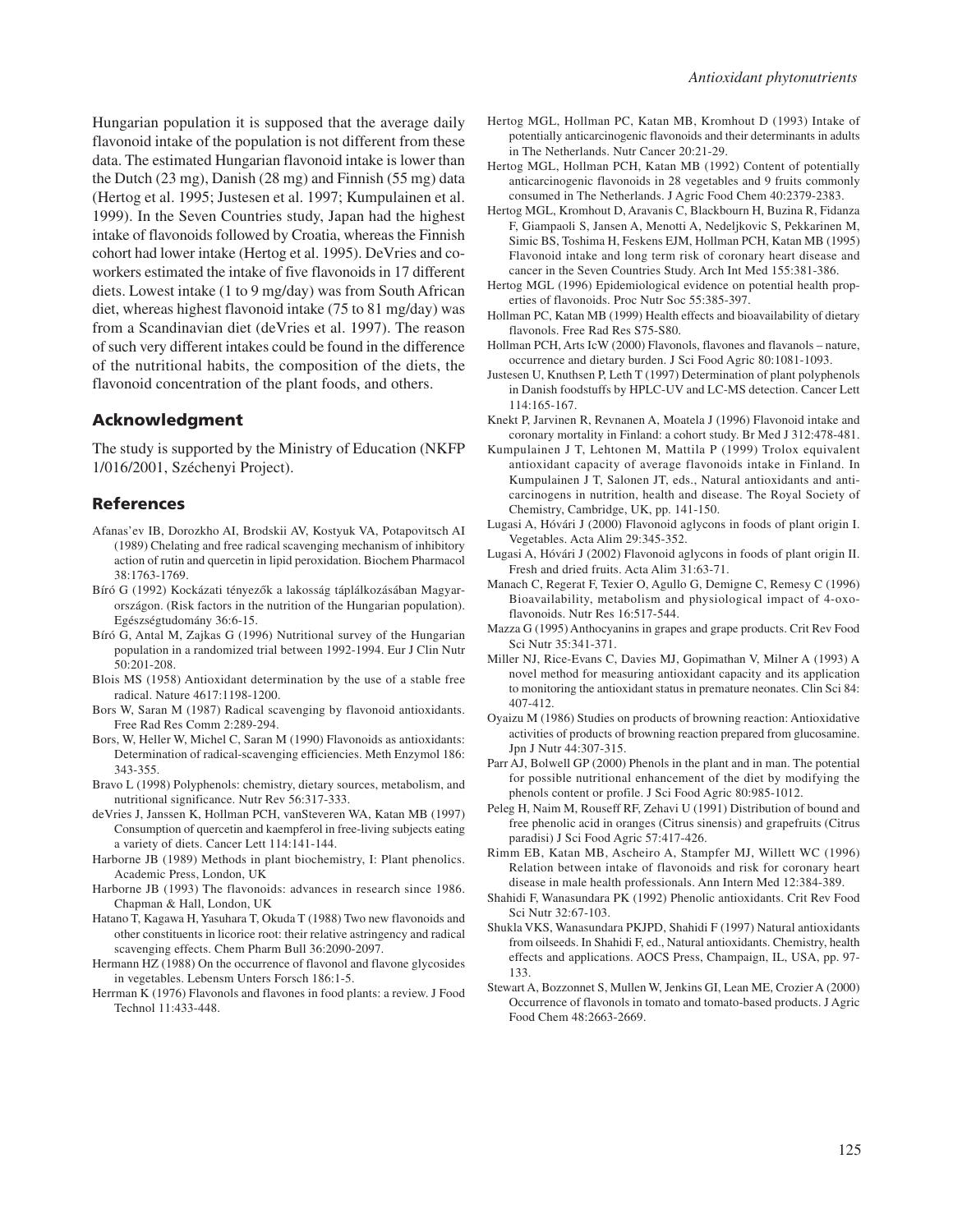Hungarian population it is supposed that the average daily flavonoid intake of the population is not different from these data. The estimated Hungarian flavonoid intake is lower than the Dutch (23 mg), Danish (28 mg) and Finnish (55 mg) data (Hertog et al. 1995; Justesen et al. 1997; Kumpulainen et al. 1999). In the Seven Countries study, Japan had the highest intake of flavonoids followed by Croatia, whereas the Finnish cohort had lower intake (Hertog et al. 1995). DeVries and co-workers estimated the intake of five flavonoids in 17 different diets. Lowest intake (1 to 9 mg/day) was from South African diet, whereas highest flavonoid intake (75 to 81 mg/day) was from a Scandinavian diet (deVries et al. 1997). The reason of such very different intakes could be found in the difference of the nutritional habits, the composition of the diets, the flavonoid concentration of the plant foods, and others.

## Acknowledgment

The study is supported by the Ministry of Education (NKFP 1/016/2001, Széchenyi Project).

## References

Afanas'ev IB, Dorozkho AI, Brodskii AV, Kostyuk VA, Potapovitsch AI (1989) Chelating and free radical scavenging mechanism of inhibitory action of rutin and quercetin in lipid peroxidation. Biochem Pharmacol 38:1763-1769.

Bíró G (1992) Kockázati tényezők a lakosság táplálkozásában Magyarországon. (Risk factors in the nutrition of the Hungarian population). Egészségtudomány 36:6-15.

Bíró G, Antal M, Zajkas G (1996) Nutritional survey of the Hungarian population in a randomized trial between 1992-1994. Eur J Clin Nutr 50:201-208.

Blois MS (1958) Antioxidant determination by the use of a stable free radical. Nature 4617:1198-1200.

Bors W, Saran M (1987) Radical scavenging by flavonoid antioxidants. Free Rad Res Comm 2:289-294.

Bors, W, Heller W, Michel C, Saran M (1990) Flavonoids as antioxidants: Determination of radical-scavenging efficiencies. Meth Enzymol 186: 343-355.

Bravo L (1998) Polyphenols: chemistry, dietary sources, metabolism, and nutritional significance. Nutr Rev 56:317-333.

deVries J, Janssen K, Hollman PCH, vanSteveren WA, Katan MB (1997) Consumption of quercetin and kaempferol in free-living subjects eating a variety of diets. Cancer Lett 114:141-144.

Harborne JB (1989) Methods in plant biochemistry, I: Plant phenolics. Academic Press, London, UK

Harborne JB (1993) The flavonoids: advances in research since 1986. Chapman & Hall, London, UK

Hatano T, Kagawa H, Yasuhara T, Okuda T (1988) Two new flavonoids and other constituents in licorice root: their relative astringency and radical scavenging effects. Chem Pharm Bull 36:2090-2097.

Hermann HZ (1988) On the occurrence of flavonol and flavone glycosides in vegetables. Lebensm Unters Forsch 186:1-5.

Herrman K (1976) Flavonols and flavones in food plants: a review. J Food Technol 11:433-448.

Hertog MGL, Hollman PC, Katan MB, Kromhout D (1993) Intake of potentially anticarcinogenic flavonoids and their determinants in adults in The Netherlands. Nutr Cancer 20:21-29.

Hertog MGL, Hollman PCH, Katan MB (1992) Content of potentially anticarcinogenic flavonoids in 28 vegetables and 9 fruits commonly consumed in The Netherlands. J Agric Food Chem 40:2379-2383.

Hertog MGL, Kromhout D, Aravanis C, Blackbourn H, Buzina R, Fidanza F, Giampaoli S, Jansen A, Menotti A, Nedeljkovic S, Pekkarinen M, Simic BS, Toshima H, Feskens EJM, Hollman PCH, Katan MB (1995) Flavonoid intake and long term risk of coronary heart disease and cancer in the Seven Countries Study. Arch Int Med 155:381-386.

Hertog MGL (1996) Epidemiological evidence on potential health properties of flavonoids. Proc Nutr Soc 55:385-397.

Hollman PC, Katan MB (1999) Health effects and bioavailability of dietary flavonols. Free Rad Res S75-S80.

Hollman PCH, Arts IcW (2000) Flavonols, flavones and flavanols – nature, occurrence and dietary burden. J Sci Food Agric 80:1081-1093.

Justesen U, Knuthsen P, Leth T (1997) Determination of plant polyphenols in Danish foodstuffs by HPLC-UV and LC-MS detection. Cancer Lett 114:165-167.

Knekt P, Jarvinen R, Revnanen A, Moatela J (1996) Flavonoid intake and coronary mortality in Finland: a cohort study. Br Med J 312:478-481.

Kumpulainen J T, Lehtonen M, Mattila P (1999) Trolox equivalent antioxidant capacity of average flavonoids intake in Finland. In Kumpulainen J T, Salonen JT, eds., Natural antioxidants and anticarcinogens in nutrition, health and disease. The Royal Society of Chemistry, Cambridge, UK, pp. 141-150.

Lugasi A, Hóvári J (2000) Flavonoid aglycons in foods of plant origin I. Vegetables. Acta Alim 29:345-352.

Lugasi A, Hóvári J (2002) Flavonoid aglycons in foods of plant origin II. Fresh and dried fruits. Acta Alim 31:63-71.

Manach C, Regerat F, Texier O, Agullo G, Demigne C, Remesy C (1996) Bioavailability, metabolism and physiological impact of 4-oxo-flavonoids. Nutr Res 16:517-544.

Mazza G (1995) Anthocyanins in grapes and grape products. Crit Rev Food Sci Nutr 35:341-371.

Miller NJ, Rice-Evans C, Davies MJ, Gopimathan V, Milner A (1993) A novel method for measuring antioxidant capacity and its application to monitoring the antioxidant status in premature neonates. Clin Sci 84: 407-412.

Oyaizu M (1986) Studies on products of browning reaction: Antioxidative activities of products of browning reaction prepared from glucosamine. Jpn J Nutr 44:307-315.

Parr AJ, Bolwell GP (2000) Phenols in the plant and in man. The potential for possible nutritional enhancement of the diet by modifying the phenols content or profile. J Sci Food Agric 80:985-1012.

Peleg H, Naim M, Rouseff RF, Zehavi U (1991) Distribution of bound and free phenolic acid in oranges (Citrus sinensis) and grapefruits (Citrus paradisi) J Sci Food Agric 57:417-426.

Rimm EB, Katan MB, Ascheiro A, Stampfer MJ, Willett WC (1996) Relation between intake of flavonoids and risk for coronary heart disease in male health professionals. Ann Intern Med 12:384-389.

Shahidi F, Wanasundara PK (1992) Phenolic antioxidants. Crit Rev Food Sci Nutr 32:67-103.

Shukla VKS, Wanasundara PKJPD, Shahidi F (1997) Natural antioxidants from oilseeds. In Shahidi F, ed., Natural antioxidants. Chemistry, health effects and applications. AOCS Press, Champaign, IL, USA, pp. 97-133.

Stewart A, Bozzonnet S, Mullen W, Jenkins GI, Lean ME, Crozier A (2000) Occurrence of flavonols in tomato and tomato-based products. J Agric Food Chem 48:2663-2669.